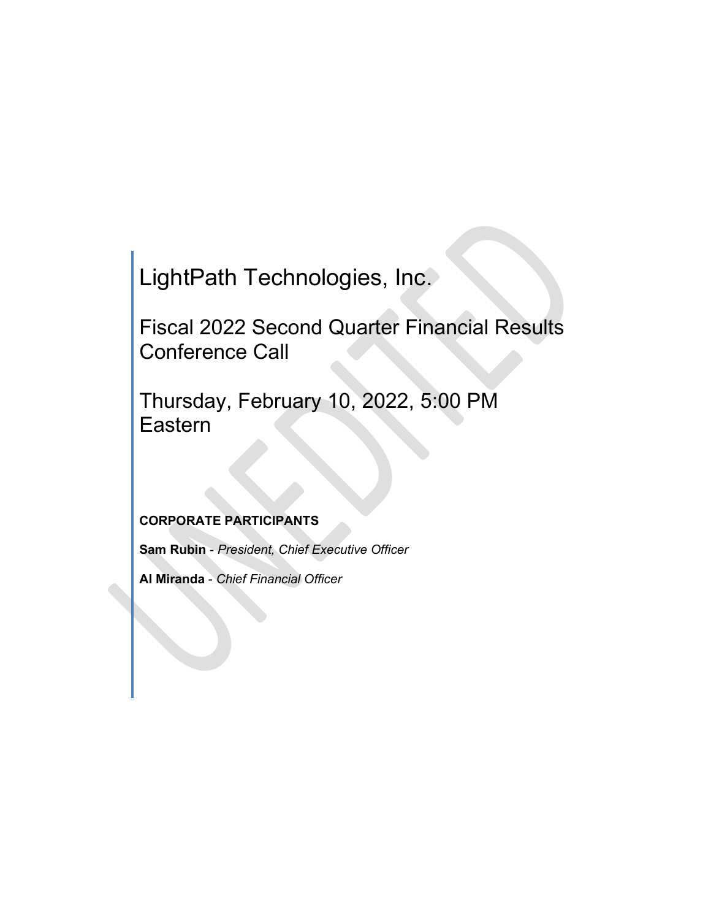# LightPath Technologies, Inc.

## Fiscal 2022 Second Quarter Financial Results Conference Call

## Thursday, February 10, 2022, 5:00 PM Eastern

**CORPORATE PARTICIPANTS**

**Sam Rubin** - *President, Chief Executive Officer*

**Al Miranda** - *Chief Financial Officer*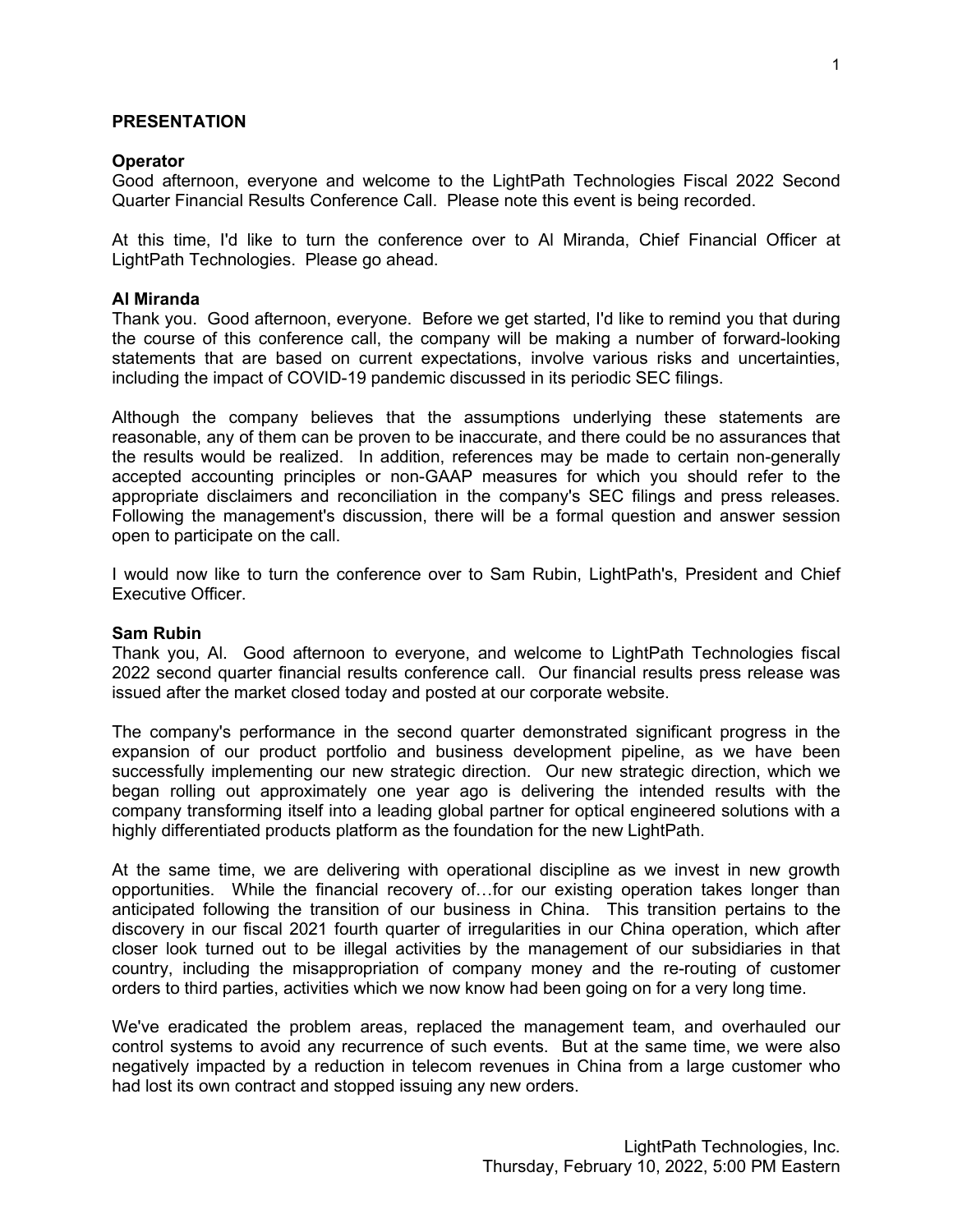## PRESENTATION

**Operator**
Good afternoon, everyone and welcome to the LightPath Technologies Fiscal 2022 Second Quarter Financial Results Conference Call. Please note this event is being recorded.

At this time, I'd like to turn the conference over to Al Miranda, Chief Financial Officer at LightPath Technologies. Please go ahead.

**Al Miranda**
Thank you. Good afternoon, everyone. Before we get started, I'd like to remind you that during the course of this conference call, the company will be making a number of forward-looking statements that are based on current expectations, involve various risks and uncertainties, including the impact of COVID-19 pandemic discussed in its periodic SEC filings.

Although the company believes that the assumptions underlying these statements are reasonable, any of them can be proven to be inaccurate, and there could be no assurances that the results would be realized. In addition, references may be made to certain non-generally accepted accounting principles or non-GAAP measures for which you should refer to the appropriate disclaimers and reconciliation in the company's SEC filings and press releases. Following the management's discussion, there will be a formal question and answer session open to participate on the call.

I would now like to turn the conference over to Sam Rubin, LightPath's, President and Chief Executive Officer.

**Sam Rubin**
Thank you, Al. Good afternoon to everyone, and welcome to LightPath Technologies fiscal 2022 second quarter financial results conference call. Our financial results press release was issued after the market closed today and posted at our corporate website.

The company's performance in the second quarter demonstrated significant progress in the expansion of our product portfolio and business development pipeline, as we have been successfully implementing our new strategic direction. Our new strategic direction, which we began rolling out approximately one year ago is delivering the intended results with the company transforming itself into a leading global partner for optical engineered solutions with a highly differentiated products platform as the foundation for the new LightPath.

At the same time, we are delivering with operational discipline as we invest in new growth opportunities. While the financial recovery of…for our existing operation takes longer than anticipated following the transition of our business in China. This transition pertains to the discovery in our fiscal 2021 fourth quarter of irregularities in our China operation, which after closer look turned out to be illegal activities by the management of our subsidiaries in that country, including the misappropriation of company money and the re-routing of customer orders to third parties, activities which we now know had been going on for a very long time.

We've eradicated the problem areas, replaced the management team, and overhauled our control systems to avoid any recurrence of such events. But at the same time, we were also negatively impacted by a reduction in telecom revenues in China from a large customer who had lost its own contract and stopped issuing any new orders.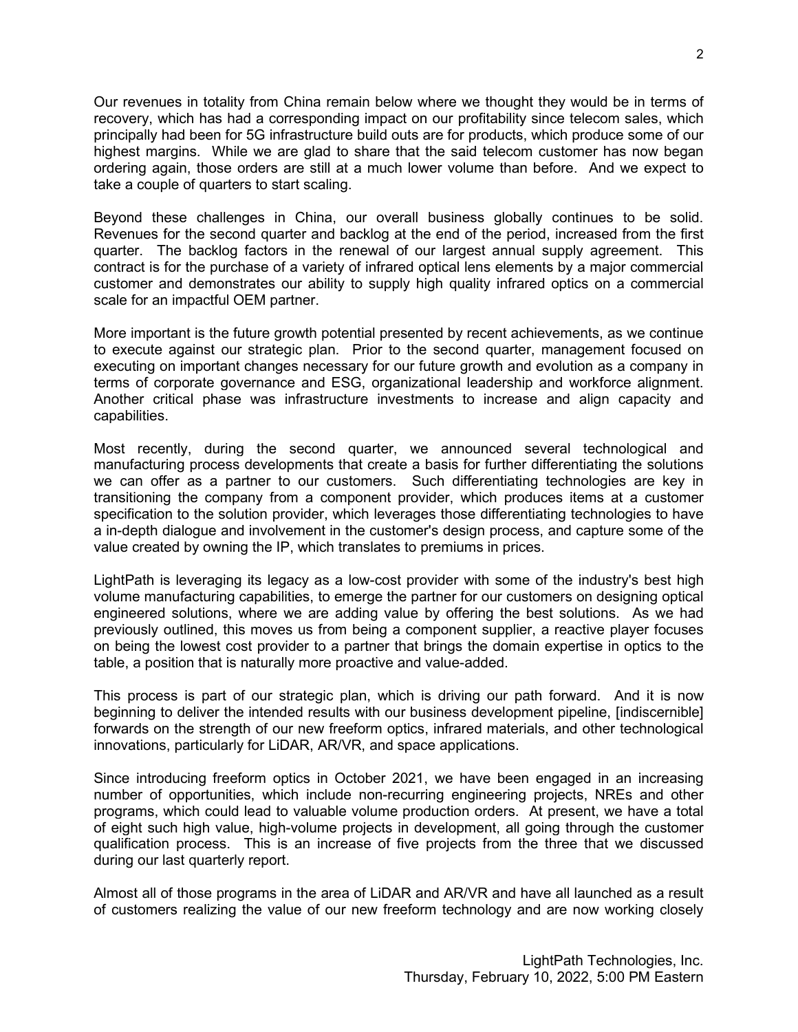Our revenues in totality from China remain below where we thought they would be in terms of recovery, which has had a corresponding impact on our profitability since telecom sales, which principally had been for 5G infrastructure build outs are for products, which produce some of our highest margins. While we are glad to share that the said telecom customer has now began ordering again, those orders are still at a much lower volume than before. And we expect to take a couple of quarters to start scaling.

Beyond these challenges in China, our overall business globally continues to be solid. Revenues for the second quarter and backlog at the end of the period, increased from the first quarter. The backlog factors in the renewal of our largest annual supply agreement. This contract is for the purchase of a variety of infrared optical lens elements by a major commercial customer and demonstrates our ability to supply high quality infrared optics on a commercial scale for an impactful OEM partner.

More important is the future growth potential presented by recent achievements, as we continue to execute against our strategic plan. Prior to the second quarter, management focused on executing on important changes necessary for our future growth and evolution as a company in terms of corporate governance and ESG, organizational leadership and workforce alignment. Another critical phase was infrastructure investments to increase and align capacity and capabilities.

Most recently, during the second quarter, we announced several technological and manufacturing process developments that create a basis for further differentiating the solutions we can offer as a partner to our customers. Such differentiating technologies are key in transitioning the company from a component provider, which produces items at a customer specification to the solution provider, which leverages those differentiating technologies to have a in-depth dialogue and involvement in the customer's design process, and capture some of the value created by owning the IP, which translates to premiums in prices.

LightPath is leveraging its legacy as a low-cost provider with some of the industry's best high volume manufacturing capabilities, to emerge the partner for our customers on designing optical engineered solutions, where we are adding value by offering the best solutions. As we had previously outlined, this moves us from being a component supplier, a reactive player focuses on being the lowest cost provider to a partner that brings the domain expertise in optics to the table, a position that is naturally more proactive and value-added.

This process is part of our strategic plan, which is driving our path forward. And it is now beginning to deliver the intended results with our business development pipeline, [indiscernible] forwards on the strength of our new freeform optics, infrared materials, and other technological innovations, particularly for LiDAR, AR/VR, and space applications.

Since introducing freeform optics in October 2021, we have been engaged in an increasing number of opportunities, which include non-recurring engineering projects, NREs and other programs, which could lead to valuable volume production orders. At present, we have a total of eight such high value, high-volume projects in development, all going through the customer qualification process. This is an increase of five projects from the three that we discussed during our last quarterly report.

Almost all of those programs in the area of LiDAR and AR/VR and have all launched as a result of customers realizing the value of our new freeform technology and are now working closely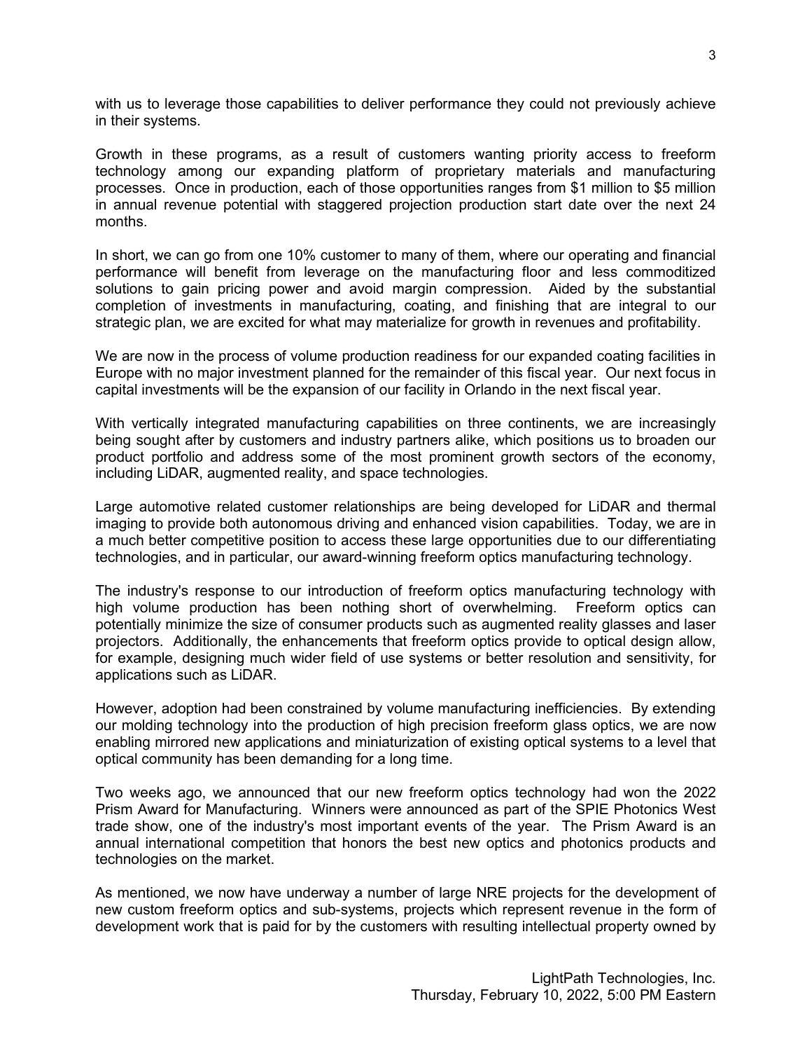with us to leverage those capabilities to deliver performance they could not previously achieve in their systems.

Growth in these programs, as a result of customers wanting priority access to freeform technology among our expanding platform of proprietary materials and manufacturing processes. Once in production, each of those opportunities ranges from $1 million to $5 million in annual revenue potential with staggered projection production start date over the next 24 months.

In short, we can go from one 10% customer to many of them, where our operating and financial performance will benefit from leverage on the manufacturing floor and less commoditized solutions to gain pricing power and avoid margin compression. Aided by the substantial completion of investments in manufacturing, coating, and finishing that are integral to our strategic plan, we are excited for what may materialize for growth in revenues and profitability.

We are now in the process of volume production readiness for our expanded coating facilities in Europe with no major investment planned for the remainder of this fiscal year. Our next focus in capital investments will be the expansion of our facility in Orlando in the next fiscal year.

With vertically integrated manufacturing capabilities on three continents, we are increasingly being sought after by customers and industry partners alike, which positions us to broaden our product portfolio and address some of the most prominent growth sectors of the economy, including LiDAR, augmented reality, and space technologies.

Large automotive related customer relationships are being developed for LiDAR and thermal imaging to provide both autonomous driving and enhanced vision capabilities. Today, we are in a much better competitive position to access these large opportunities due to our differentiating technologies, and in particular, our award-winning freeform optics manufacturing technology.

The industry's response to our introduction of freeform optics manufacturing technology with high volume production has been nothing short of overwhelming. Freeform optics can potentially minimize the size of consumer products such as augmented reality glasses and laser projectors. Additionally, the enhancements that freeform optics provide to optical design allow, for example, designing much wider field of use systems or better resolution and sensitivity, for applications such as LiDAR.

However, adoption had been constrained by volume manufacturing inefficiencies. By extending our molding technology into the production of high precision freeform glass optics, we are now enabling mirrored new applications and miniaturization of existing optical systems to a level that optical community has been demanding for a long time.

Two weeks ago, we announced that our new freeform optics technology had won the 2022 Prism Award for Manufacturing. Winners were announced as part of the SPIE Photonics West trade show, one of the industry's most important events of the year. The Prism Award is an annual international competition that honors the best new optics and photonics products and technologies on the market.

As mentioned, we now have underway a number of large NRE projects for the development of new custom freeform optics and sub-systems, projects which represent revenue in the form of development work that is paid for by the customers with resulting intellectual property owned by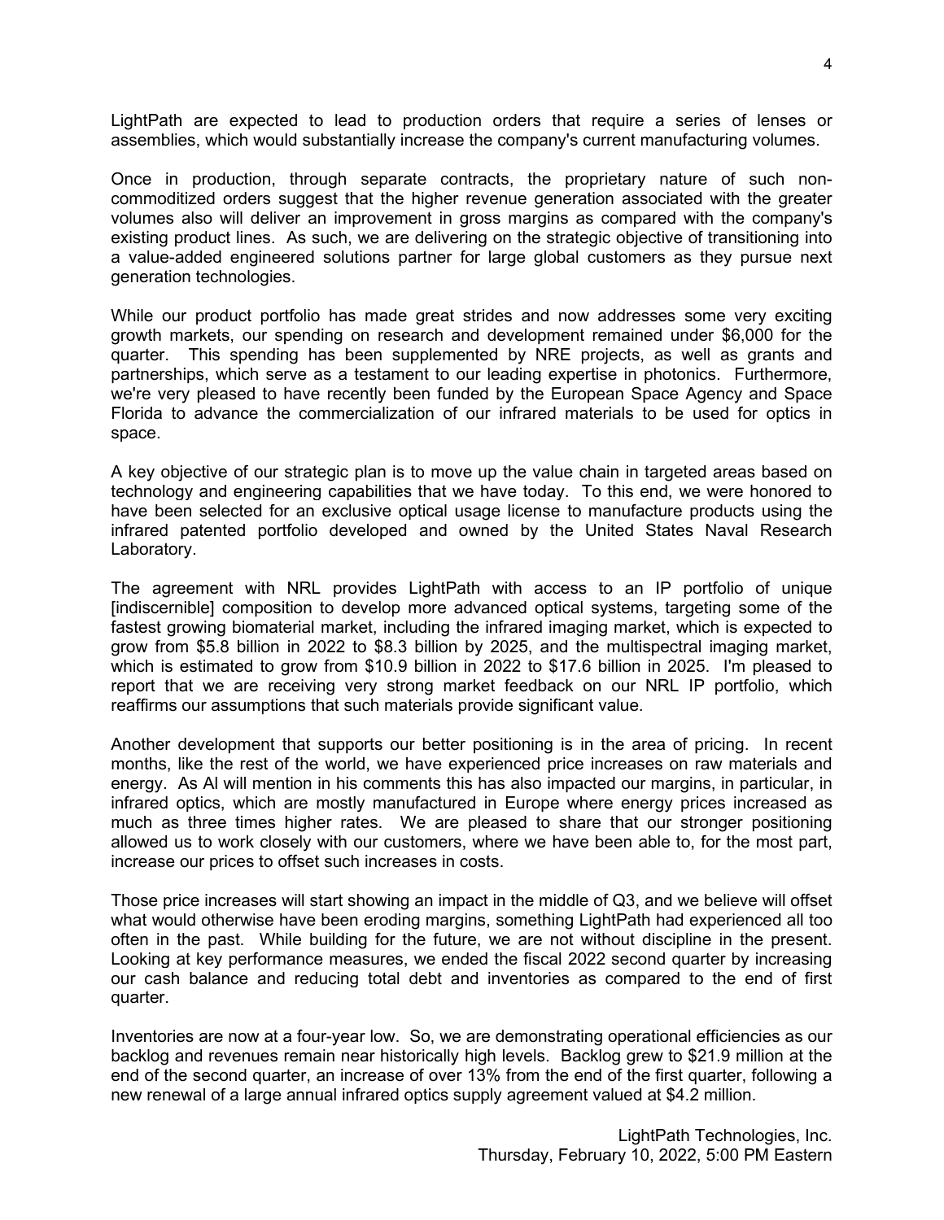LightPath are expected to lead to production orders that require a series of lenses or assemblies, which would substantially increase the company's current manufacturing volumes.

Once in production, through separate contracts, the proprietary nature of such non-commoditized orders suggest that the higher revenue generation associated with the greater volumes also will deliver an improvement in gross margins as compared with the company's existing product lines. As such, we are delivering on the strategic objective of transitioning into a value-added engineered solutions partner for large global customers as they pursue next generation technologies.

While our product portfolio has made great strides and now addresses some very exciting growth markets, our spending on research and development remained under $6,000 for the quarter. This spending has been supplemented by NRE projects, as well as grants and partnerships, which serve as a testament to our leading expertise in photonics. Furthermore, we're very pleased to have recently been funded by the European Space Agency and Space Florida to advance the commercialization of our infrared materials to be used for optics in space.

A key objective of our strategic plan is to move up the value chain in targeted areas based on technology and engineering capabilities that we have today. To this end, we were honored to have been selected for an exclusive optical usage license to manufacture products using the infrared patented portfolio developed and owned by the United States Naval Research Laboratory.

The agreement with NRL provides LightPath with access to an IP portfolio of unique [indiscernible] composition to develop more advanced optical systems, targeting some of the fastest growing biomaterial market, including the infrared imaging market, which is expected to grow from $5.8 billion in 2022 to $8.3 billion by 2025, and the multispectral imaging market, which is estimated to grow from $10.9 billion in 2022 to $17.6 billion in 2025. I'm pleased to report that we are receiving very strong market feedback on our NRL IP portfolio, which reaffirms our assumptions that such materials provide significant value.

Another development that supports our better positioning is in the area of pricing. In recent months, like the rest of the world, we have experienced price increases on raw materials and energy. As Al will mention in his comments this has also impacted our margins, in particular, in infrared optics, which are mostly manufactured in Europe where energy prices increased as much as three times higher rates. We are pleased to share that our stronger positioning allowed us to work closely with our customers, where we have been able to, for the most part, increase our prices to offset such increases in costs.

Those price increases will start showing an impact in the middle of Q3, and we believe will offset what would otherwise have been eroding margins, something LightPath had experienced all too often in the past. While building for the future, we are not without discipline in the present. Looking at key performance measures, we ended the fiscal 2022 second quarter by increasing our cash balance and reducing total debt and inventories as compared to the end of first quarter.

Inventories are now at a four-year low. So, we are demonstrating operational efficiencies as our backlog and revenues remain near historically high levels. Backlog grew to $21.9 million at the end of the second quarter, an increase of over 13% from the end of the first quarter, following a new renewal of a large annual infrared optics supply agreement valued at $4.2 million.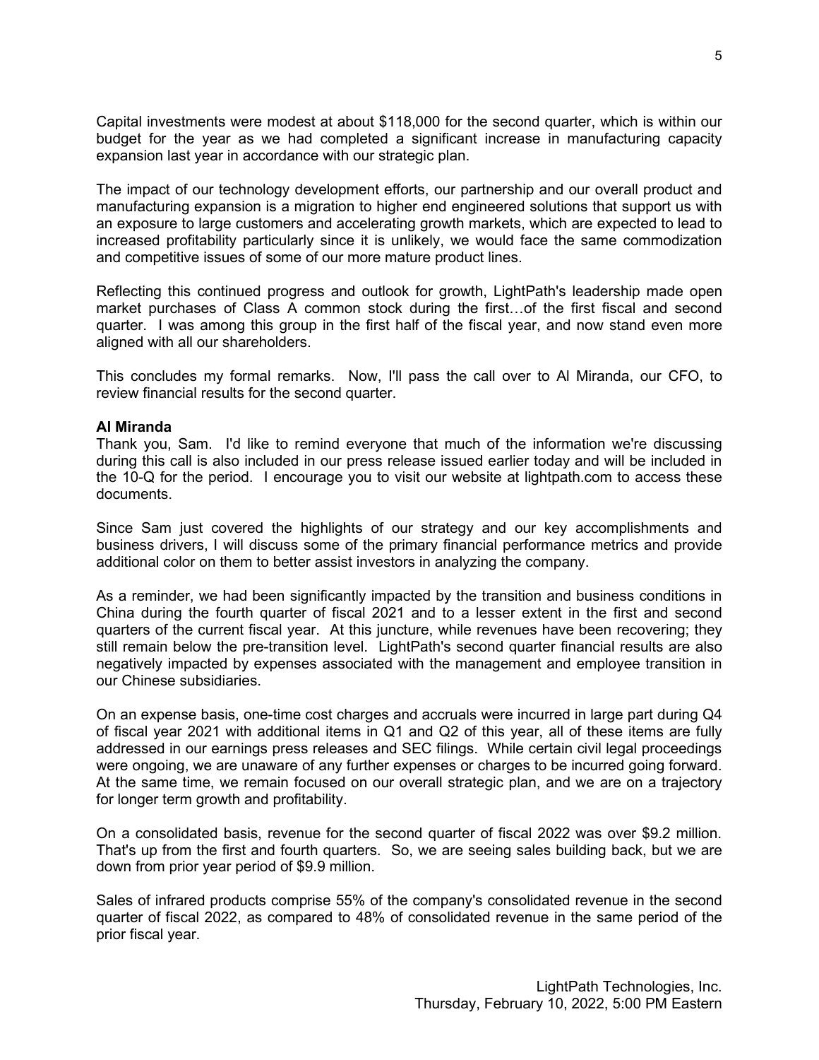Capital investments were modest at about $118,000 for the second quarter, which is within our budget for the year as we had completed a significant increase in manufacturing capacity expansion last year in accordance with our strategic plan.

The impact of our technology development efforts, our partnership and our overall product and manufacturing expansion is a migration to higher end engineered solutions that support us with an exposure to large customers and accelerating growth markets, which are expected to lead to increased profitability particularly since it is unlikely, we would face the same commodization and competitive issues of some of our more mature product lines.

Reflecting this continued progress and outlook for growth, LightPath's leadership made open market purchases of Class A common stock during the first…of the first fiscal and second quarter. I was among this group in the first half of the fiscal year, and now stand even more aligned with all our shareholders.

This concludes my formal remarks. Now, I'll pass the call over to Al Miranda, our CFO, to review financial results for the second quarter.

**Al Miranda**
Thank you, Sam. I'd like to remind everyone that much of the information we're discussing during this call is also included in our press release issued earlier today and will be included in the 10-Q for the period. I encourage you to visit our website at lightpath.com to access these documents.

Since Sam just covered the highlights of our strategy and our key accomplishments and business drivers, I will discuss some of the primary financial performance metrics and provide additional color on them to better assist investors in analyzing the company.

As a reminder, we had been significantly impacted by the transition and business conditions in China during the fourth quarter of fiscal 2021 and to a lesser extent in the first and second quarters of the current fiscal year. At this juncture, while revenues have been recovering; they still remain below the pre-transition level. LightPath's second quarter financial results are also negatively impacted by expenses associated with the management and employee transition in our Chinese subsidiaries.

On an expense basis, one-time cost charges and accruals were incurred in large part during Q4 of fiscal year 2021 with additional items in Q1 and Q2 of this year, all of these items are fully addressed in our earnings press releases and SEC filings. While certain civil legal proceedings were ongoing, we are unaware of any further expenses or charges to be incurred going forward. At the same time, we remain focused on our overall strategic plan, and we are on a trajectory for longer term growth and profitability.

On a consolidated basis, revenue for the second quarter of fiscal 2022 was over $9.2 million. That's up from the first and fourth quarters. So, we are seeing sales building back, but we are down from prior year period of $9.9 million.

Sales of infrared products comprise 55% of the company's consolidated revenue in the second quarter of fiscal 2022, as compared to 48% of consolidated revenue in the same period of the prior fiscal year.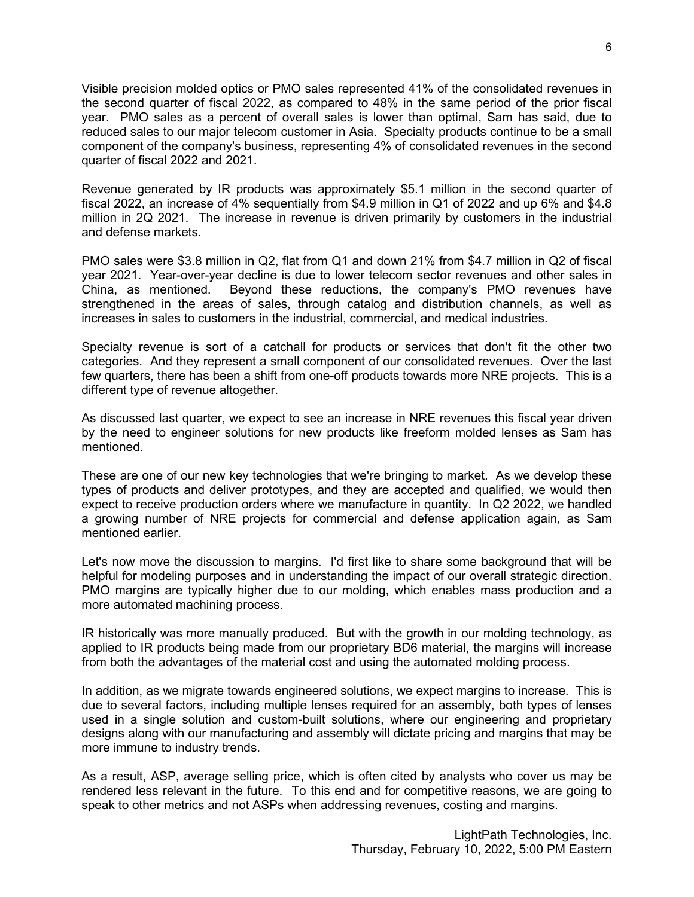Visible precision molded optics or PMO sales represented 41% of the consolidated revenues in the second quarter of fiscal 2022, as compared to 48% in the same period of the prior fiscal year. PMO sales as a percent of overall sales is lower than optimal, Sam has said, due to reduced sales to our major telecom customer in Asia. Specialty products continue to be a small component of the company's business, representing 4% of consolidated revenues in the second quarter of fiscal 2022 and 2021.

Revenue generated by IR products was approximately $5.1 million in the second quarter of fiscal 2022, an increase of 4% sequentially from $4.9 million in Q1 of 2022 and up 6% and $4.8 million in 2Q 2021. The increase in revenue is driven primarily by customers in the industrial and defense markets.

PMO sales were $3.8 million in Q2, flat from Q1 and down 21% from $4.7 million in Q2 of fiscal year 2021. Year-over-year decline is due to lower telecom sector revenues and other sales in China, as mentioned. Beyond these reductions, the company's PMO revenues have strengthened in the areas of sales, through catalog and distribution channels, as well as increases in sales to customers in the industrial, commercial, and medical industries.

Specialty revenue is sort of a catchall for products or services that don't fit the other two categories. And they represent a small component of our consolidated revenues. Over the last few quarters, there has been a shift from one-off products towards more NRE projects. This is a different type of revenue altogether.

As discussed last quarter, we expect to see an increase in NRE revenues this fiscal year driven by the need to engineer solutions for new products like freeform molded lenses as Sam has mentioned.

These are one of our new key technologies that we're bringing to market. As we develop these types of products and deliver prototypes, and they are accepted and qualified, we would then expect to receive production orders where we manufacture in quantity. In Q2 2022, we handled a growing number of NRE projects for commercial and defense application again, as Sam mentioned earlier.

Let's now move the discussion to margins. I'd first like to share some background that will be helpful for modeling purposes and in understanding the impact of our overall strategic direction. PMO margins are typically higher due to our molding, which enables mass production and a more automated machining process.

IR historically was more manually produced. But with the growth in our molding technology, as applied to IR products being made from our proprietary BD6 material, the margins will increase from both the advantages of the material cost and using the automated molding process.

In addition, as we migrate towards engineered solutions, we expect margins to increase. This is due to several factors, including multiple lenses required for an assembly, both types of lenses used in a single solution and custom-built solutions, where our engineering and proprietary designs along with our manufacturing and assembly will dictate pricing and margins that may be more immune to industry trends.

As a result, ASP, average selling price, which is often cited by analysts who cover us may be rendered less relevant in the future. To this end and for competitive reasons, we are going to speak to other metrics and not ASPs when addressing revenues, costing and margins.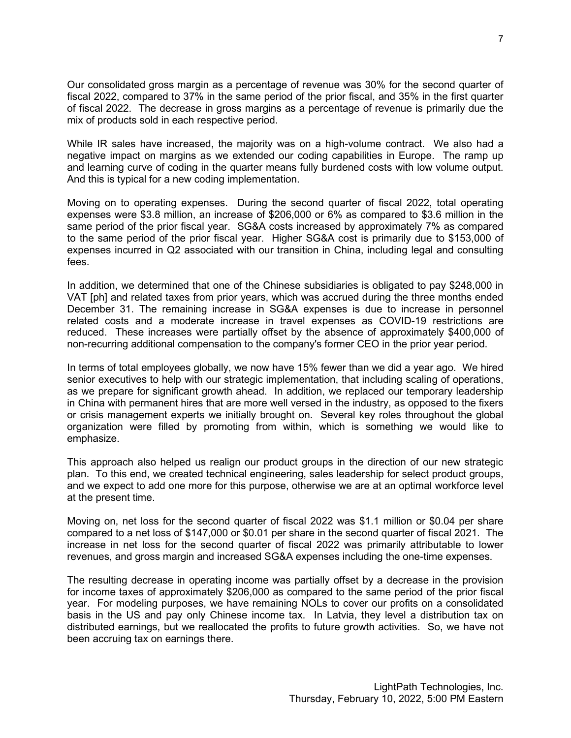Our consolidated gross margin as a percentage of revenue was 30% for the second quarter of fiscal 2022, compared to 37% in the same period of the prior fiscal, and 35% in the first quarter of fiscal 2022. The decrease in gross margins as a percentage of revenue is primarily due the mix of products sold in each respective period.

While IR sales have increased, the majority was on a high-volume contract. We also had a negative impact on margins as we extended our coding capabilities in Europe. The ramp up and learning curve of coding in the quarter means fully burdened costs with low volume output. And this is typical for a new coding implementation.

Moving on to operating expenses. During the second quarter of fiscal 2022, total operating expenses were $3.8 million, an increase of $206,000 or 6% as compared to $3.6 million in the same period of the prior fiscal year. SG&A costs increased by approximately 7% as compared to the same period of the prior fiscal year. Higher SG&A cost is primarily due to $153,000 of expenses incurred in Q2 associated with our transition in China, including legal and consulting fees.

In addition, we determined that one of the Chinese subsidiaries is obligated to pay $248,000 in VAT [ph] and related taxes from prior years, which was accrued during the three months ended December 31. The remaining increase in SG&A expenses is due to increase in personnel related costs and a moderate increase in travel expenses as COVID-19 restrictions are reduced. These increases were partially offset by the absence of approximately $400,000 of non-recurring additional compensation to the company's former CEO in the prior year period.

In terms of total employees globally, we now have 15% fewer than we did a year ago. We hired senior executives to help with our strategic implementation, that including scaling of operations, as we prepare for significant growth ahead. In addition, we replaced our temporary leadership in China with permanent hires that are more well versed in the industry, as opposed to the fixers or crisis management experts we initially brought on. Several key roles throughout the global organization were filled by promoting from within, which is something we would like to emphasize.

This approach also helped us realign our product groups in the direction of our new strategic plan. To this end, we created technical engineering, sales leadership for select product groups, and we expect to add one more for this purpose, otherwise we are at an optimal workforce level at the present time.

Moving on, net loss for the second quarter of fiscal 2022 was $1.1 million or $0.04 per share compared to a net loss of $147,000 or $0.01 per share in the second quarter of fiscal 2021. The increase in net loss for the second quarter of fiscal 2022 was primarily attributable to lower revenues, and gross margin and increased SG&A expenses including the one-time expenses.

The resulting decrease in operating income was partially offset by a decrease in the provision for income taxes of approximately $206,000 as compared to the same period of the prior fiscal year. For modeling purposes, we have remaining NOLs to cover our profits on a consolidated basis in the US and pay only Chinese income tax. In Latvia, they level a distribution tax on distributed earnings, but we reallocated the profits to future growth activities. So, we have not been accruing tax on earnings there.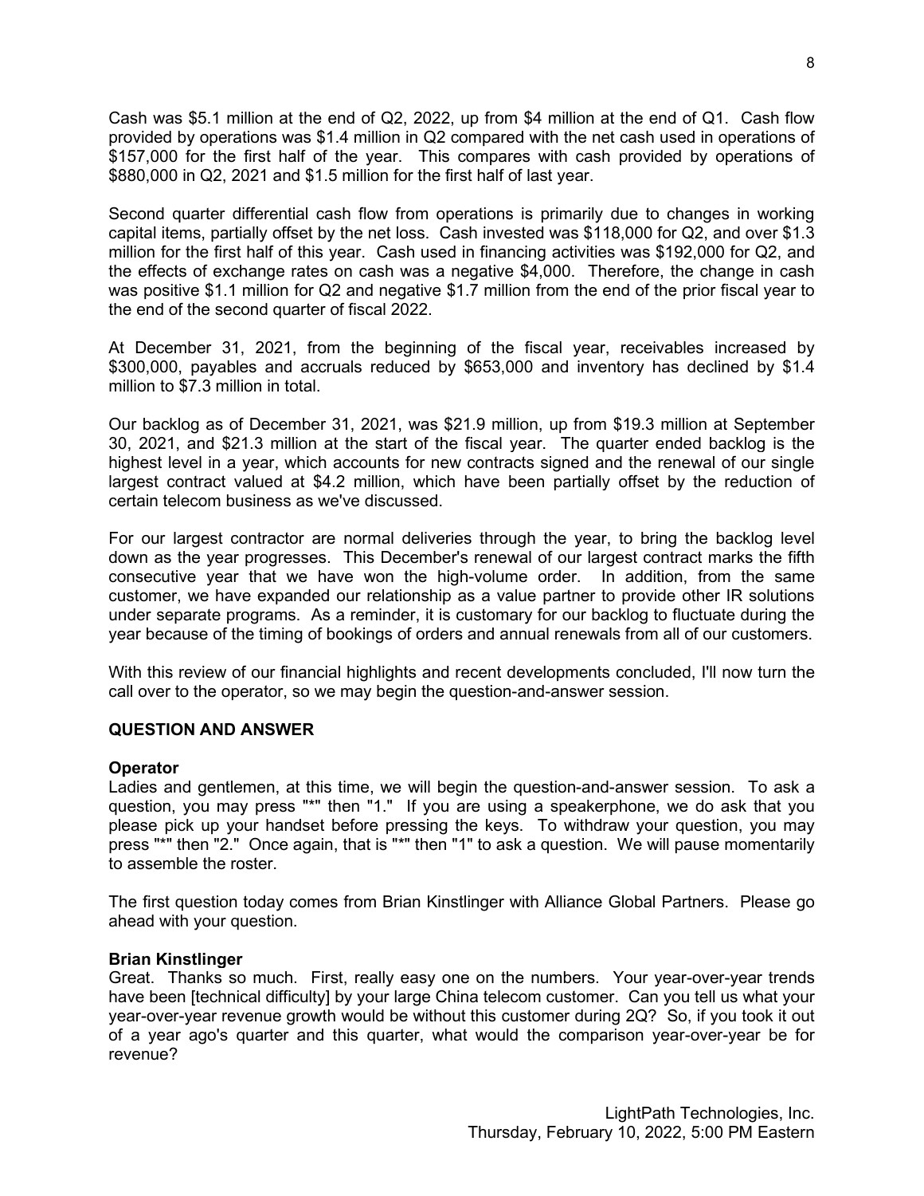Cash was $5.1 million at the end of Q2, 2022, up from $4 million at the end of Q1. Cash flow provided by operations was $1.4 million in Q2 compared with the net cash used in operations of $157,000 for the first half of the year. This compares with cash provided by operations of $880,000 in Q2, 2021 and $1.5 million for the first half of last year.

Second quarter differential cash flow from operations is primarily due to changes in working capital items, partially offset by the net loss. Cash invested was $118,000 for Q2, and over $1.3 million for the first half of this year. Cash used in financing activities was $192,000 for Q2, and the effects of exchange rates on cash was a negative $4,000. Therefore, the change in cash was positive $1.1 million for Q2 and negative $1.7 million from the end of the prior fiscal year to the end of the second quarter of fiscal 2022.

At December 31, 2021, from the beginning of the fiscal year, receivables increased by $300,000, payables and accruals reduced by $653,000 and inventory has declined by $1.4 million to $7.3 million in total.

Our backlog as of December 31, 2021, was $21.9 million, up from $19.3 million at September 30, 2021, and $21.3 million at the start of the fiscal year. The quarter ended backlog is the highest level in a year, which accounts for new contracts signed and the renewal of our single largest contract valued at $4.2 million, which have been partially offset by the reduction of certain telecom business as we've discussed.

For our largest contractor are normal deliveries through the year, to bring the backlog level down as the year progresses. This December's renewal of our largest contract marks the fifth consecutive year that we have won the high-volume order. In addition, from the same customer, we have expanded our relationship as a value partner to provide other IR solutions under separate programs. As a reminder, it is customary for our backlog to fluctuate during the year because of the timing of bookings of orders and annual renewals from all of our customers.

With this review of our financial highlights and recent developments concluded, I'll now turn the call over to the operator, so we may begin the question-and-answer session.

## QUESTION AND ANSWER

**Operator**
Ladies and gentlemen, at this time, we will begin the question-and-answer session. To ask a question, you may press "*" then "1." If you are using a speakerphone, we do ask that you please pick up your handset before pressing the keys. To withdraw your question, you may press "*" then "2." Once again, that is "*" then "1" to ask a question. We will pause momentarily to assemble the roster.

The first question today comes from Brian Kinstlinger with Alliance Global Partners. Please go ahead with your question.

**Brian Kinstlinger**
Great. Thanks so much. First, really easy one on the numbers. Your year-over-year trends have been [technical difficulty] by your large China telecom customer. Can you tell us what your year-over-year revenue growth would be without this customer during 2Q? So, if you took it out of a year ago's quarter and this quarter, what would the comparison year-over-year be for revenue?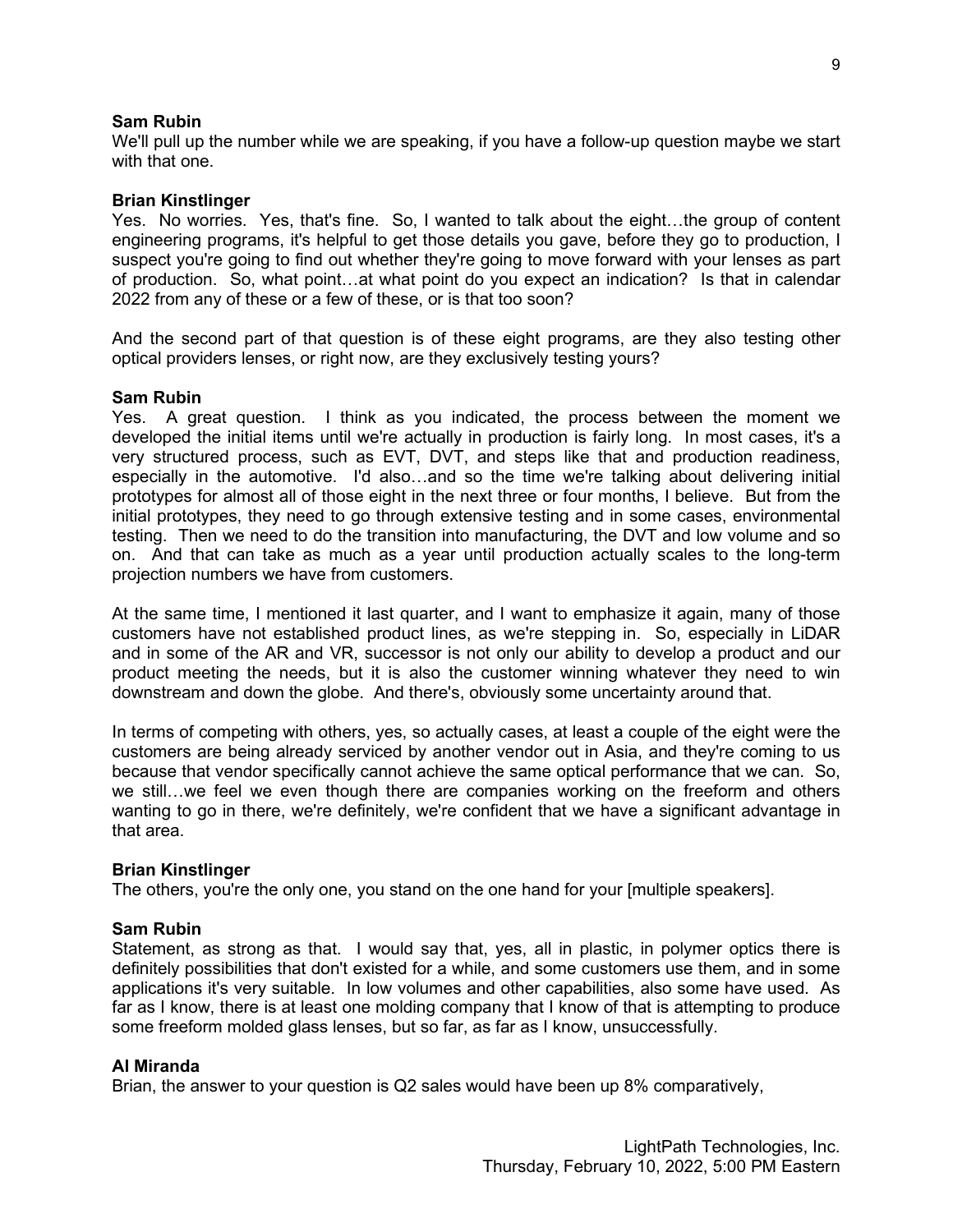**Sam Rubin**
We'll pull up the number while we are speaking, if you have a follow-up question maybe we start with that one.

**Brian Kinstlinger**
Yes. No worries. Yes, that's fine. So, I wanted to talk about the eight…the group of content engineering programs, it's helpful to get those details you gave, before they go to production, I suspect you're going to find out whether they're going to move forward with your lenses as part of production. So, what point…at what point do you expect an indication? Is that in calendar 2022 from any of these or a few of these, or is that too soon?

And the second part of that question is of these eight programs, are they also testing other optical providers lenses, or right now, are they exclusively testing yours?

**Sam Rubin**
Yes. A great question. I think as you indicated, the process between the moment we developed the initial items until we're actually in production is fairly long. In most cases, it's a very structured process, such as EVT, DVT, and steps like that and production readiness, especially in the automotive. I'd also…and so the time we're talking about delivering initial prototypes for almost all of those eight in the next three or four months, I believe. But from the initial prototypes, they need to go through extensive testing and in some cases, environmental testing. Then we need to do the transition into manufacturing, the DVT and low volume and so on. And that can take as much as a year until production actually scales to the long-term projection numbers we have from customers.

At the same time, I mentioned it last quarter, and I want to emphasize it again, many of those customers have not established product lines, as we're stepping in. So, especially in LiDAR and in some of the AR and VR, successor is not only our ability to develop a product and our product meeting the needs, but it is also the customer winning whatever they need to win downstream and down the globe. And there's, obviously some uncertainty around that.

In terms of competing with others, yes, so actually cases, at least a couple of the eight were the customers are being already serviced by another vendor out in Asia, and they're coming to us because that vendor specifically cannot achieve the same optical performance that we can. So, we still…we feel we even though there are companies working on the freeform and others wanting to go in there, we're definitely, we're confident that we have a significant advantage in that area.

**Brian Kinstlinger**
The others, you're the only one, you stand on the one hand for your [multiple speakers].

**Sam Rubin**
Statement, as strong as that. I would say that, yes, all in plastic, in polymer optics there is definitely possibilities that don't existed for a while, and some customers use them, and in some applications it's very suitable. In low volumes and other capabilities, also some have used. As far as I know, there is at least one molding company that I know of that is attempting to produce some freeform molded glass lenses, but so far, as far as I know, unsuccessfully.

**Al Miranda**
Brian, the answer to your question is Q2 sales would have been up 8% comparatively,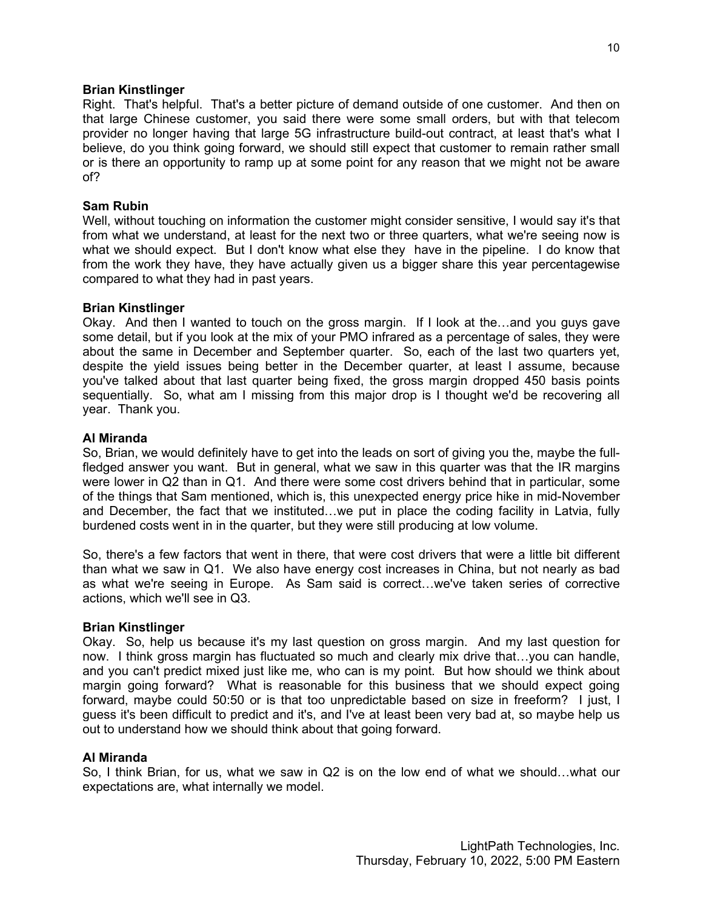**Brian Kinstlinger**
Right. That's helpful. That's a better picture of demand outside of one customer. And then on that large Chinese customer, you said there were some small orders, but with that telecom provider no longer having that large 5G infrastructure build-out contract, at least that's what I believe, do you think going forward, we should still expect that customer to remain rather small or is there an opportunity to ramp up at some point for any reason that we might not be aware of?

**Sam Rubin**
Well, without touching on information the customer might consider sensitive, I would say it's that from what we understand, at least for the next two or three quarters, what we're seeing now is what we should expect. But I don't know what else they have in the pipeline. I do know that from the work they have, they have actually given us a bigger share this year percentagewise compared to what they had in past years.

**Brian Kinstlinger**
Okay. And then I wanted to touch on the gross margin. If I look at the…and you guys gave some detail, but if you look at the mix of your PMO infrared as a percentage of sales, they were about the same in December and September quarter. So, each of the last two quarters yet, despite the yield issues being better in the December quarter, at least I assume, because you've talked about that last quarter being fixed, the gross margin dropped 450 basis points sequentially. So, what am I missing from this major drop is I thought we'd be recovering all year. Thank you.

**Al Miranda**
So, Brian, we would definitely have to get into the leads on sort of giving you the, maybe the full-fledged answer you want. But in general, what we saw in this quarter was that the IR margins were lower in Q2 than in Q1. And there were some cost drivers behind that in particular, some of the things that Sam mentioned, which is, this unexpected energy price hike in mid-November and December, the fact that we instituted…we put in place the coding facility in Latvia, fully burdened costs went in in the quarter, but they were still producing at low volume.

So, there's a few factors that went in there, that were cost drivers that were a little bit different than what we saw in Q1. We also have energy cost increases in China, but not nearly as bad as what we're seeing in Europe. As Sam said is correct…we've taken series of corrective actions, which we'll see in Q3.

**Brian Kinstlinger**
Okay. So, help us because it's my last question on gross margin. And my last question for now. I think gross margin has fluctuated so much and clearly mix drive that…you can handle, and you can't predict mixed just like me, who can is my point. But how should we think about margin going forward? What is reasonable for this business that we should expect going forward, maybe could 50:50 or is that too unpredictable based on size in freeform? I just, I guess it's been difficult to predict and it's, and I've at least been very bad at, so maybe help us out to understand how we should think about that going forward.

**Al Miranda**
So, I think Brian, for us, what we saw in Q2 is on the low end of what we should…what our expectations are, what internally we model.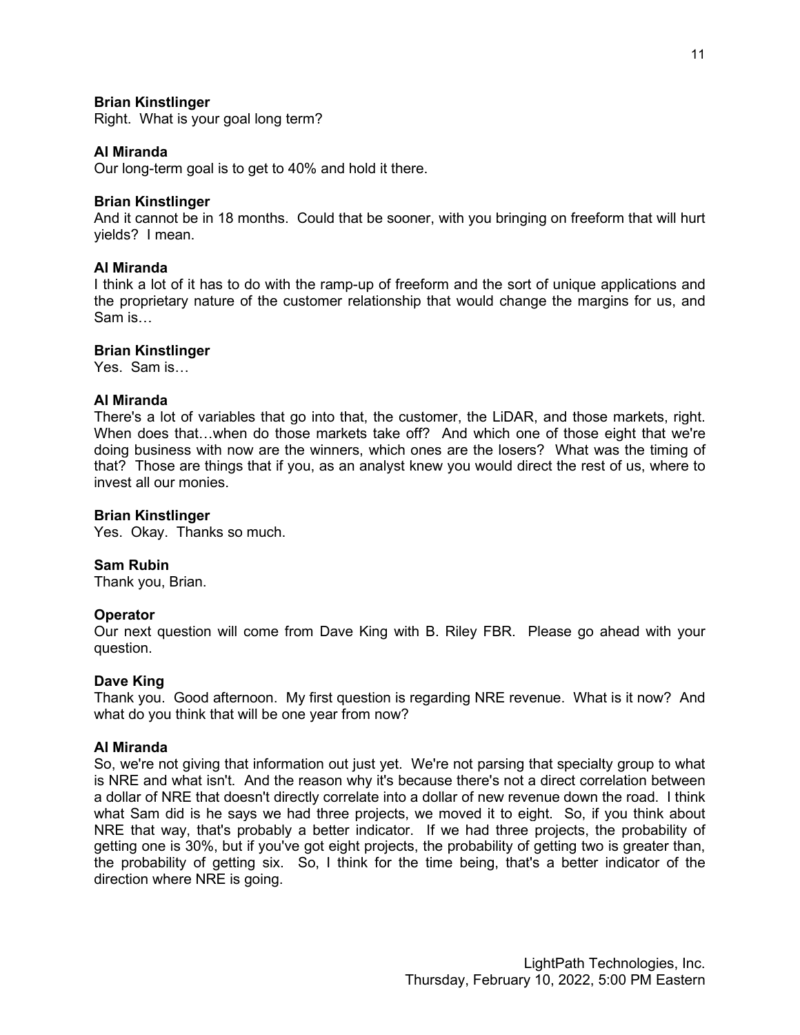**Brian Kinstlinger**
Right. What is your goal long term?

**Al Miranda**
Our long-term goal is to get to 40% and hold it there.

**Brian Kinstlinger**
And it cannot be in 18 months. Could that be sooner, with you bringing on freeform that will hurt yields? I mean.

**Al Miranda**
I think a lot of it has to do with the ramp-up of freeform and the sort of unique applications and the proprietary nature of the customer relationship that would change the margins for us, and Sam is…

**Brian Kinstlinger**
Yes. Sam is…

**Al Miranda**
There's a lot of variables that go into that, the customer, the LiDAR, and those markets, right. When does that…when do those markets take off? And which one of those eight that we're doing business with now are the winners, which ones are the losers? What was the timing of that? Those are things that if you, as an analyst knew you would direct the rest of us, where to invest all our monies.

**Brian Kinstlinger**
Yes. Okay. Thanks so much.

**Sam Rubin**
Thank you, Brian.

**Operator**
Our next question will come from Dave King with B. Riley FBR. Please go ahead with your question.

**Dave King**
Thank you. Good afternoon. My first question is regarding NRE revenue. What is it now? And what do you think that will be one year from now?

**Al Miranda**
So, we're not giving that information out just yet. We're not parsing that specialty group to what is NRE and what isn't. And the reason why it's because there's not a direct correlation between a dollar of NRE that doesn't directly correlate into a dollar of new revenue down the road. I think what Sam did is he says we had three projects, we moved it to eight. So, if you think about NRE that way, that's probably a better indicator. If we had three projects, the probability of getting one is 30%, but if you've got eight projects, the probability of getting two is greater than, the probability of getting six. So, I think for the time being, that's a better indicator of the direction where NRE is going.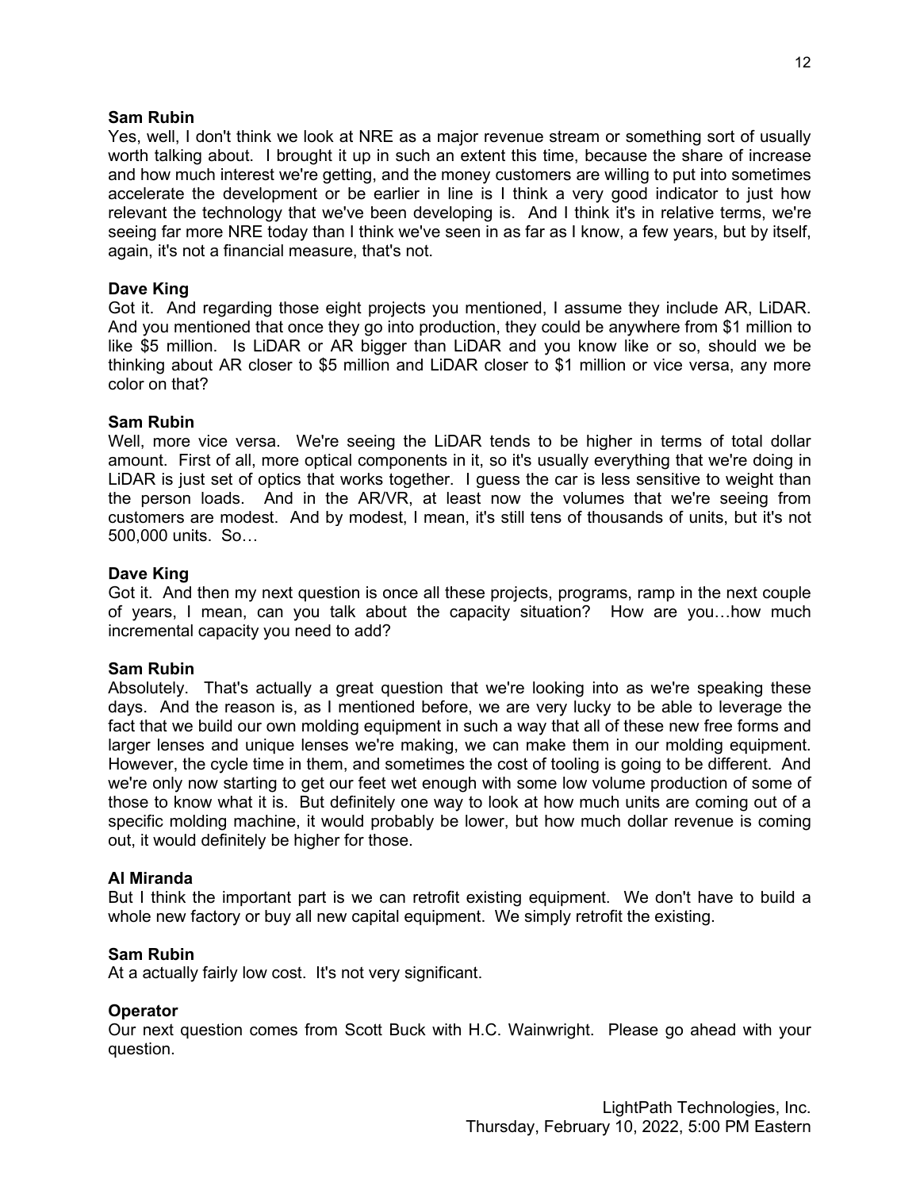**Sam Rubin**
Yes, well, I don't think we look at NRE as a major revenue stream or something sort of usually worth talking about. I brought it up in such an extent this time, because the share of increase and how much interest we're getting, and the money customers are willing to put into sometimes accelerate the development or be earlier in line is I think a very good indicator to just how relevant the technology that we've been developing is. And I think it's in relative terms, we're seeing far more NRE today than I think we've seen in as far as I know, a few years, but by itself, again, it's not a financial measure, that's not.

**Dave King**
Got it. And regarding those eight projects you mentioned, I assume they include AR, LiDAR. And you mentioned that once they go into production, they could be anywhere from $1 million to like $5 million. Is LiDAR or AR bigger than LiDAR and you know like or so, should we be thinking about AR closer to $5 million and LiDAR closer to $1 million or vice versa, any more color on that?

**Sam Rubin**
Well, more vice versa. We're seeing the LiDAR tends to be higher in terms of total dollar amount. First of all, more optical components in it, so it's usually everything that we're doing in LiDAR is just set of optics that works together. I guess the car is less sensitive to weight than the person loads. And in the AR/VR, at least now the volumes that we're seeing from customers are modest. And by modest, I mean, it's still tens of thousands of units, but it's not 500,000 units. So…

**Dave King**
Got it. And then my next question is once all these projects, programs, ramp in the next couple of years, I mean, can you talk about the capacity situation? How are you…how much incremental capacity you need to add?

**Sam Rubin**
Absolutely. That's actually a great question that we're looking into as we're speaking these days. And the reason is, as I mentioned before, we are very lucky to be able to leverage the fact that we build our own molding equipment in such a way that all of these new free forms and larger lenses and unique lenses we're making, we can make them in our molding equipment. However, the cycle time in them, and sometimes the cost of tooling is going to be different. And we're only now starting to get our feet wet enough with some low volume production of some of those to know what it is. But definitely one way to look at how much units are coming out of a specific molding machine, it would probably be lower, but how much dollar revenue is coming out, it would definitely be higher for those.

**Al Miranda**
But I think the important part is we can retrofit existing equipment. We don't have to build a whole new factory or buy all new capital equipment. We simply retrofit the existing.

**Sam Rubin**
At a actually fairly low cost. It's not very significant.

**Operator**
Our next question comes from Scott Buck with H.C. Wainwright. Please go ahead with your question.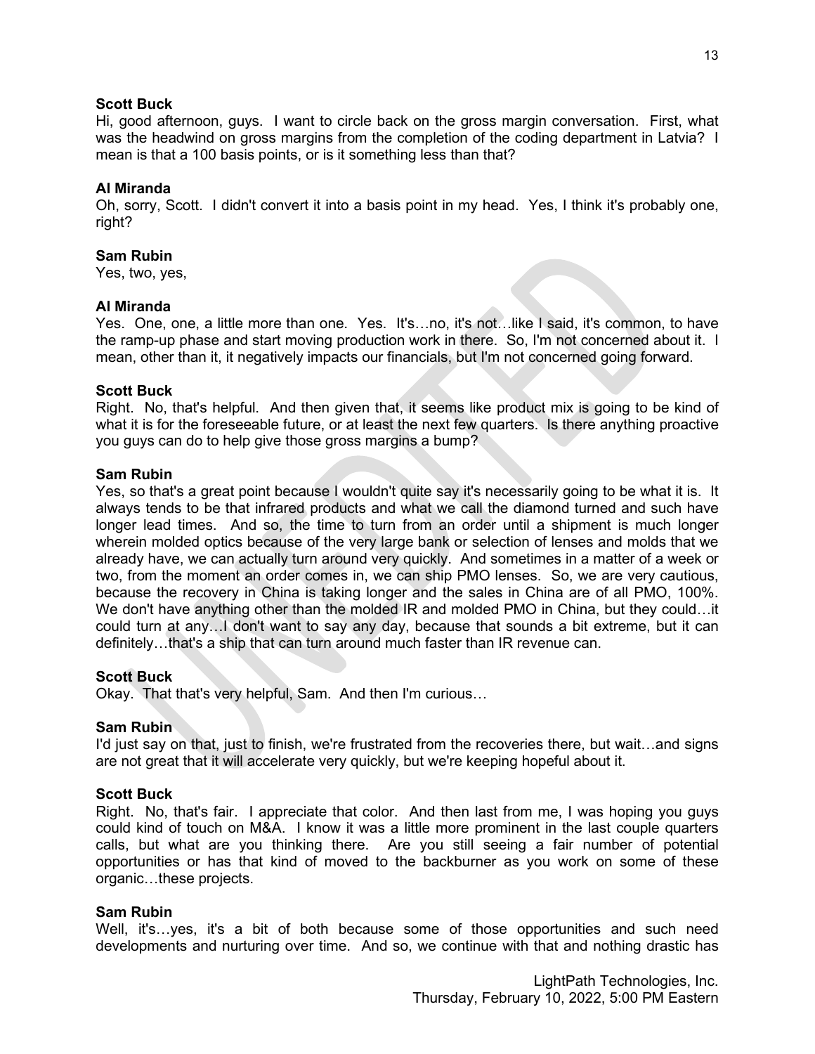**Scott Buck**
Hi, good afternoon, guys. I want to circle back on the gross margin conversation. First, what was the headwind on gross margins from the completion of the coding department in Latvia? I mean is that a 100 basis points, or is it something less than that?

**Al Miranda**
Oh, sorry, Scott. I didn't convert it into a basis point in my head. Yes, I think it's probably one, right?

**Sam Rubin**
Yes, two, yes,

**Al Miranda**
Yes. One, one, a little more than one. Yes. It's…no, it's not…like I said, it's common, to have the ramp-up phase and start moving production work in there. So, I'm not concerned about it. I mean, other than it, it negatively impacts our financials, but I'm not concerned going forward.

**Scott Buck**
Right. No, that's helpful. And then given that, it seems like product mix is going to be kind of what it is for the foreseeable future, or at least the next few quarters. Is there anything proactive you guys can do to help give those gross margins a bump?

**Sam Rubin**
Yes, so that's a great point because I wouldn't quite say it's necessarily going to be what it is. It always tends to be that infrared products and what we call the diamond turned and such have longer lead times. And so, the time to turn from an order until a shipment is much longer wherein molded optics because of the very large bank or selection of lenses and molds that we already have, we can actually turn around very quickly. And sometimes in a matter of a week or two, from the moment an order comes in, we can ship PMO lenses. So, we are very cautious, because the recovery in China is taking longer and the sales in China are of all PMO, 100%. We don't have anything other than the molded IR and molded PMO in China, but they could…it could turn at any…I don't want to say any day, because that sounds a bit extreme, but it can definitely…that's a ship that can turn around much faster than IR revenue can.

**Scott Buck**
Okay. That that's very helpful, Sam. And then I'm curious…

**Sam Rubin**
I'd just say on that, just to finish, we're frustrated from the recoveries there, but wait…and signs are not great that it will accelerate very quickly, but we're keeping hopeful about it.

**Scott Buck**
Right. No, that's fair. I appreciate that color. And then last from me, I was hoping you guys could kind of touch on M&A. I know it was a little more prominent in the last couple quarters calls, but what are you thinking there. Are you still seeing a fair number of potential opportunities or has that kind of moved to the backburner as you work on some of these organic…these projects.

**Sam Rubin**
Well, it's…yes, it's a bit of both because some of those opportunities and such need developments and nurturing over time. And so, we continue with that and nothing drastic has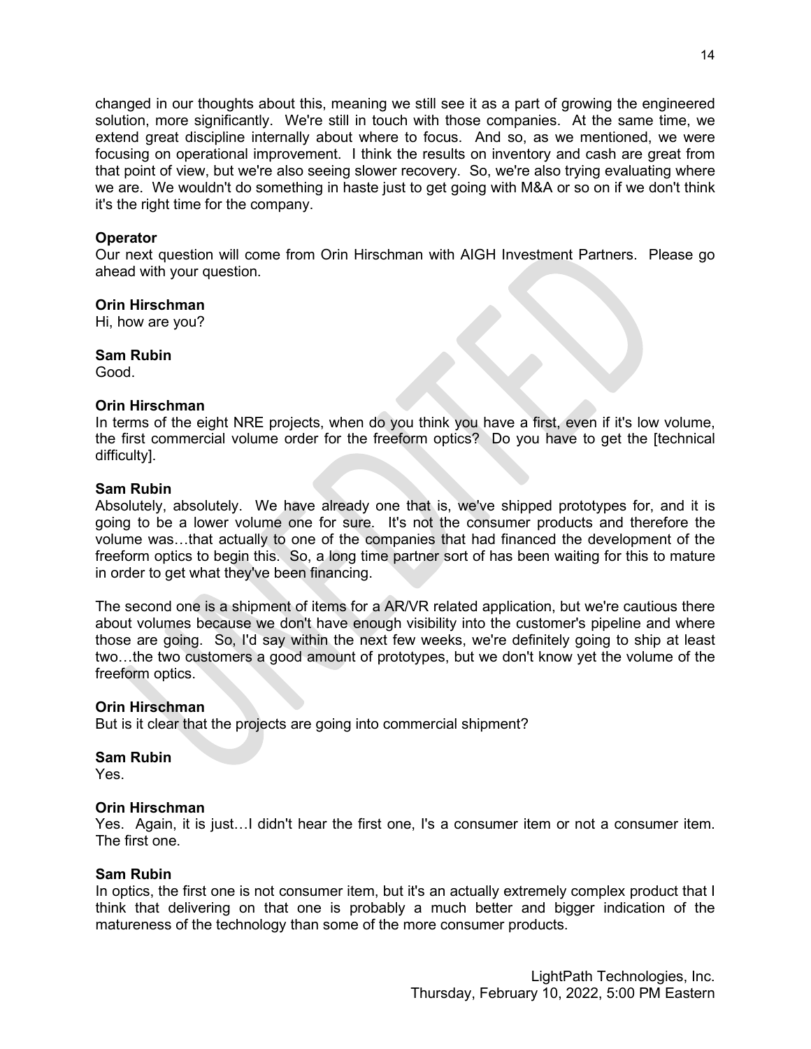changed in our thoughts about this, meaning we still see it as a part of growing the engineered solution, more significantly. We're still in touch with those companies. At the same time, we extend great discipline internally about where to focus. And so, as we mentioned, we were focusing on operational improvement. I think the results on inventory and cash are great from that point of view, but we're also seeing slower recovery. So, we're also trying evaluating where we are. We wouldn't do something in haste just to get going with M&A or so on if we don't think it's the right time for the company.

**Operator**
Our next question will come from Orin Hirschman with AIGH Investment Partners. Please go ahead with your question.

**Orin Hirschman**
Hi, how are you?

**Sam Rubin**
Good.

**Orin Hirschman**
In terms of the eight NRE projects, when do you think you have a first, even if it's low volume, the first commercial volume order for the freeform optics? Do you have to get the [technical difficulty].

**Sam Rubin**
Absolutely, absolutely. We have already one that is, we've shipped prototypes for, and it is going to be a lower volume one for sure. It's not the consumer products and therefore the volume was…that actually to one of the companies that had financed the development of the freeform optics to begin this. So, a long time partner sort of has been waiting for this to mature in order to get what they've been financing.

The second one is a shipment of items for a AR/VR related application, but we're cautious there about volumes because we don't have enough visibility into the customer's pipeline and where those are going. So, I'd say within the next few weeks, we're definitely going to ship at least two…the two customers a good amount of prototypes, but we don't know yet the volume of the freeform optics.

**Orin Hirschman**
But is it clear that the projects are going into commercial shipment?

**Sam Rubin**
Yes.

**Orin Hirschman**
Yes. Again, it is just…I didn't hear the first one, I's a consumer item or not a consumer item. The first one.

**Sam Rubin**
In optics, the first one is not consumer item, but it's an actually extremely complex product that I think that delivering on that one is probably a much better and bigger indication of the matureness of the technology than some of the more consumer products.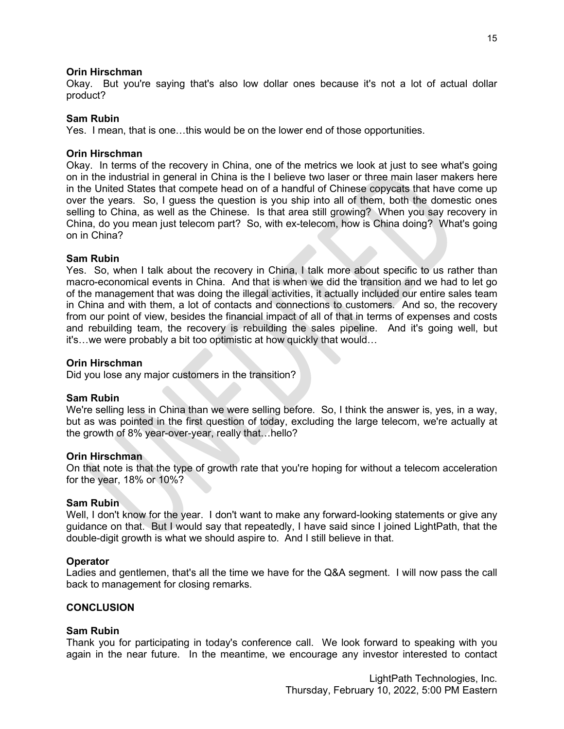**Orin Hirschman**
Okay. But you're saying that's also low dollar ones because it's not a lot of actual dollar product?

**Sam Rubin**
Yes. I mean, that is one…this would be on the lower end of those opportunities.

**Orin Hirschman**
Okay. In terms of the recovery in China, one of the metrics we look at just to see what's going on in the industrial in general in China is the I believe two laser or three main laser makers here in the United States that compete head on of a handful of Chinese copycats that have come up over the years. So, I guess the question is you ship into all of them, both the domestic ones selling to China, as well as the Chinese. Is that area still growing? When you say recovery in China, do you mean just telecom part? So, with ex-telecom, how is China doing? What's going on in China?

**Sam Rubin**
Yes. So, when I talk about the recovery in China, I talk more about specific to us rather than macro-economical events in China. And that is when we did the transition and we had to let go of the management that was doing the illegal activities, it actually included our entire sales team in China and with them, a lot of contacts and connections to customers. And so, the recovery from our point of view, besides the financial impact of all of that in terms of expenses and costs and rebuilding team, the recovery is rebuilding the sales pipeline. And it's going well, but it's…we were probably a bit too optimistic at how quickly that would…

**Orin Hirschman**
Did you lose any major customers in the transition?

**Sam Rubin**
We're selling less in China than we were selling before. So, I think the answer is, yes, in a way, but as was pointed in the first question of today, excluding the large telecom, we're actually at the growth of 8% year-over-year, really that…hello?

**Orin Hirschman**
On that note is that the type of growth rate that you're hoping for without a telecom acceleration for the year, 18% or 10%?

**Sam Rubin**
Well, I don't know for the year. I don't want to make any forward-looking statements or give any guidance on that. But I would say that repeatedly, I have said since I joined LightPath, that the double-digit growth is what we should aspire to. And I still believe in that.

**Operator**
Ladies and gentlemen, that's all the time we have for the Q&A segment. I will now pass the call back to management for closing remarks.

**CONCLUSION**

**Sam Rubin**
Thank you for participating in today's conference call. We look forward to speaking with you again in the near future. In the meantime, we encourage any investor interested to contact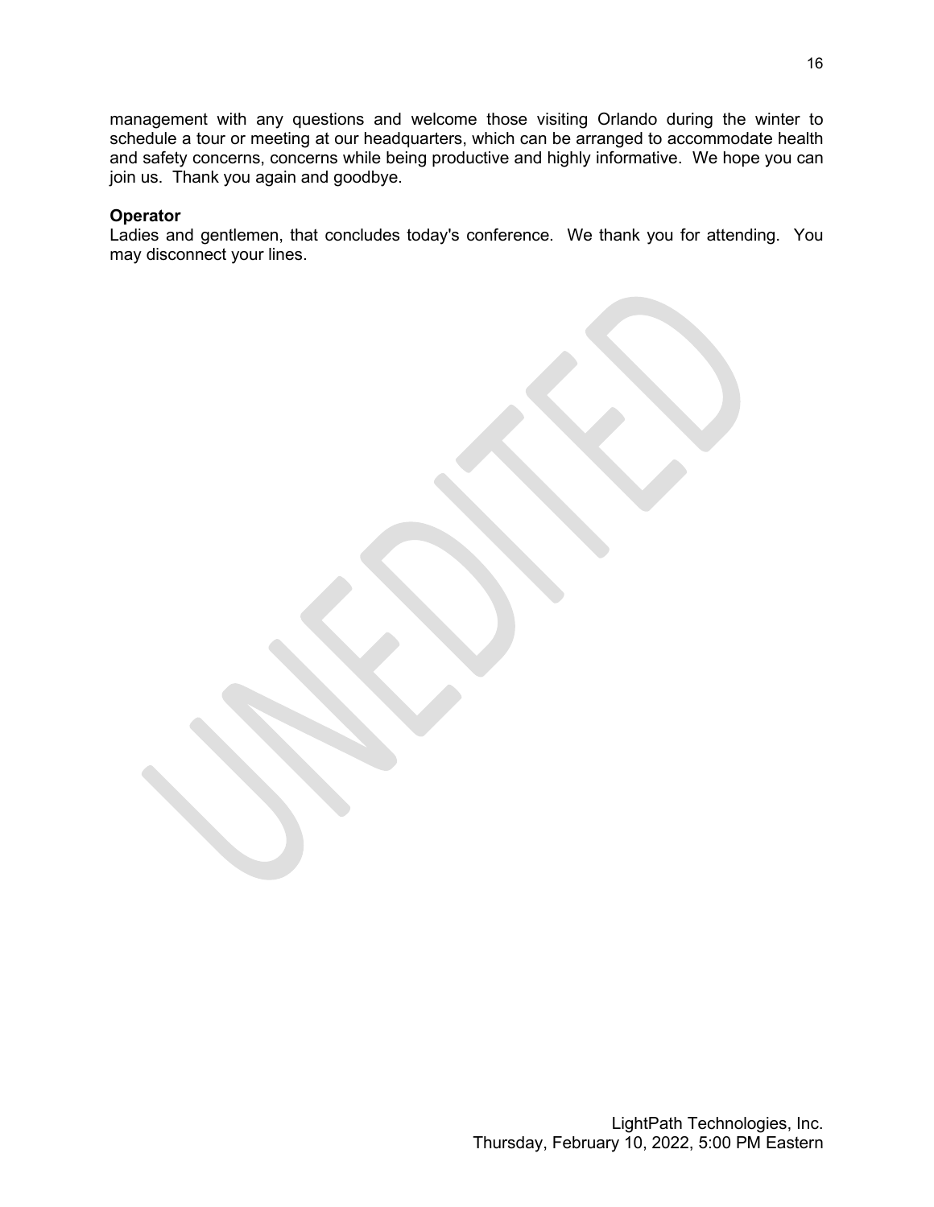management with any questions and welcome those visiting Orlando during the winter to schedule a tour or meeting at our headquarters, which can be arranged to accommodate health and safety concerns, concerns while being productive and highly informative. We hope you can join us. Thank you again and goodbye.

**Operator**

Ladies and gentlemen, that concludes today's conference. We thank you for attending. You may disconnect your lines.